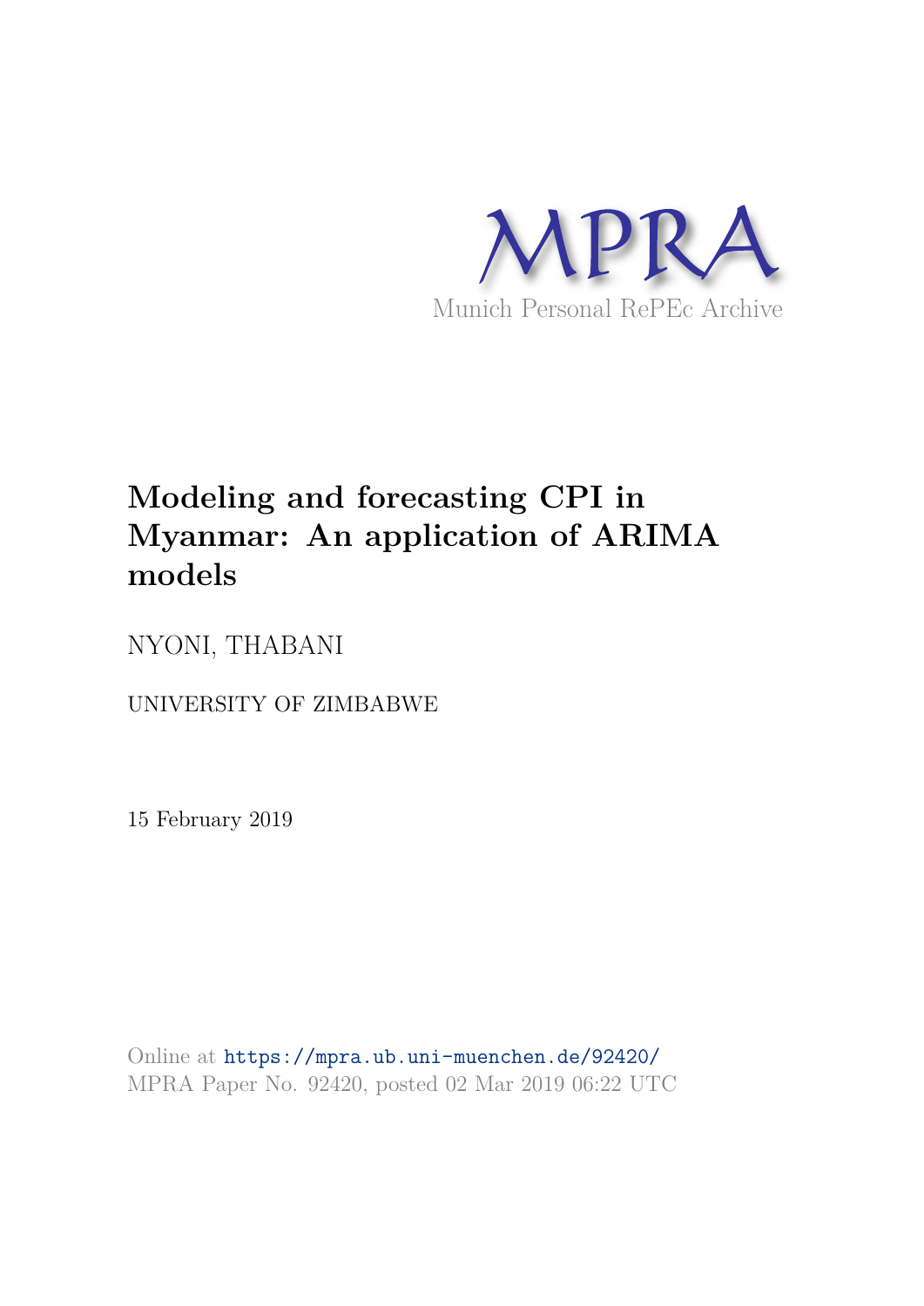MPRA

Munich Personal RePEc Archive

# Modeling and forecasting CPI in Myanmar: An application of ARIMA models

NYONI, THABANI

UNIVERSITY OF ZIMBABWE

15 February 2019

Online at https://mpra.ub.uni-muenchen.de/92420/
MPRA Paper No. 92420, posted 02 Mar 2019 06:22 UTC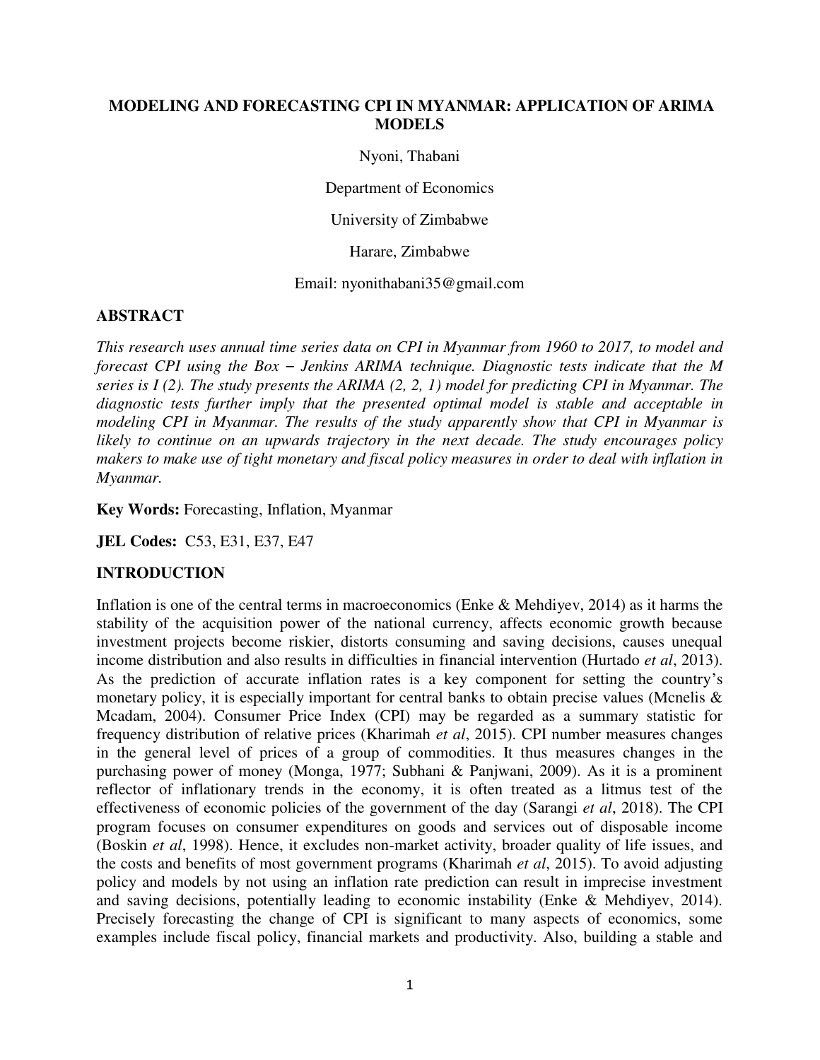**MODELING AND FORECASTING CPI IN MYANMAR: APPLICATION OF ARIMA MODELS**

Nyoni, Thabani

Department of Economics

University of Zimbabwe

Harare, Zimbabwe

Email: nyonithabani35@gmail.com

## ABSTRACT

*This research uses annual time series data on CPI in Myanmar from 1960 to 2017, to model and forecast CPI using the Box – Jenkins ARIMA technique. Diagnostic tests indicate that the M series is I (2). The study presents the ARIMA (2, 2, 1) model for predicting CPI in Myanmar. The diagnostic tests further imply that the presented optimal model is stable and acceptable in modeling CPI in Myanmar. The results of the study apparently show that CPI in Myanmar is likely to continue on an upwards trajectory in the next decade. The study encourages policy makers to make use of tight monetary and fiscal policy measures in order to deal with inflation in Myanmar.*

**Key Words:** Forecasting, Inflation, Myanmar

**JEL Codes:** C53, E31, E37, E47

## INTRODUCTION

Inflation is one of the central terms in macroeconomics (Enke & Mehdiyev, 2014) as it harms the stability of the acquisition power of the national currency, affects economic growth because investment projects become riskier, distorts consuming and saving decisions, causes unequal income distribution and also results in difficulties in financial intervention (Hurtado *et al*, 2013). As the prediction of accurate inflation rates is a key component for setting the country's monetary policy, it is especially important for central banks to obtain precise values (Mcnelis & Mcadam, 2004). Consumer Price Index (CPI) may be regarded as a summary statistic for frequency distribution of relative prices (Kharimah *et al*, 2015). CPI number measures changes in the general level of prices of a group of commodities. It thus measures changes in the purchasing power of money (Monga, 1977; Subhani & Panjwani, 2009). As it is a prominent reflector of inflationary trends in the economy, it is often treated as a litmus test of the effectiveness of economic policies of the government of the day (Sarangi *et al*, 2018). The CPI program focuses on consumer expenditures on goods and services out of disposable income (Boskin *et al*, 1998). Hence, it excludes non-market activity, broader quality of life issues, and the costs and benefits of most government programs (Kharimah *et al*, 2015). To avoid adjusting policy and models by not using an inflation rate prediction can result in imprecise investment and saving decisions, potentially leading to economic instability (Enke & Mehdiyev, 2014). Precisely forecasting the change of CPI is significant to many aspects of economics, some examples include fiscal policy, financial markets and productivity. Also, building a stable and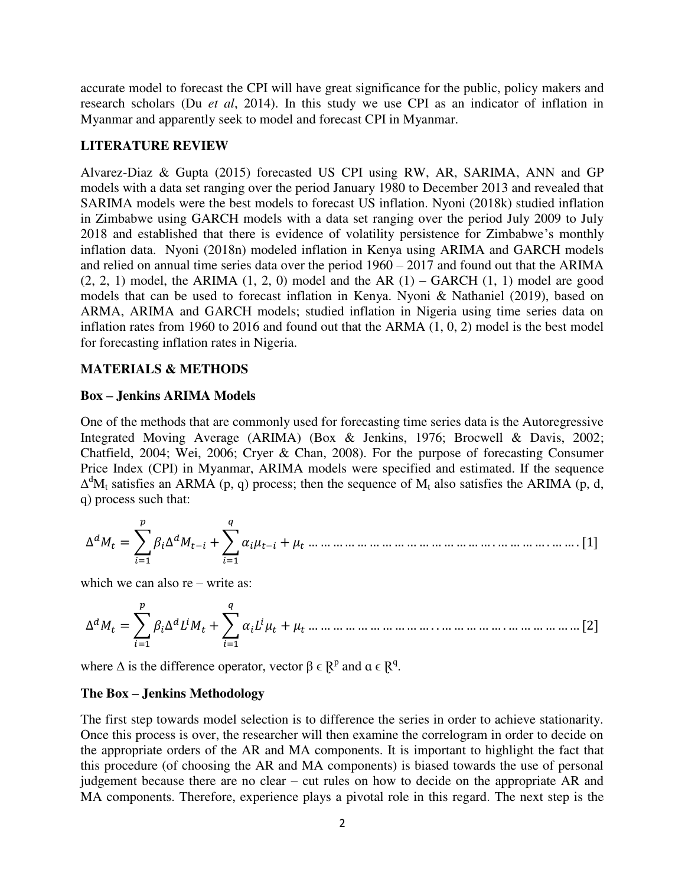accurate model to forecast the CPI will have great significance for the public, policy makers and research scholars (Du *et al*, 2014). In this study we use CPI as an indicator of inflation in Myanmar and apparently seek to model and forecast CPI in Myanmar.

## LITERATURE REVIEW

Alvarez-Diaz & Gupta (2015) forecasted US CPI using RW, AR, SARIMA, ANN and GP models with a data set ranging over the period January 1980 to December 2013 and revealed that SARIMA models were the best models to forecast US inflation. Nyoni (2018k) studied inflation in Zimbabwe using GARCH models with a data set ranging over the period July 2009 to July 2018 and established that there is evidence of volatility persistence for Zimbabwe's monthly inflation data. Nyoni (2018n) modeled inflation in Kenya using ARIMA and GARCH models and relied on annual time series data over the period 1960 – 2017 and found out that the ARIMA (2, 2, 1) model, the ARIMA (1, 2, 0) model and the AR (1) – GARCH (1, 1) model are good models that can be used to forecast inflation in Kenya. Nyoni & Nathaniel (2019), based on ARMA, ARIMA and GARCH models; studied inflation in Nigeria using time series data on inflation rates from 1960 to 2016 and found out that the ARMA (1, 0, 2) model is the best model for forecasting inflation rates in Nigeria.

## MATERIALS & METHODS

### Box – Jenkins ARIMA Models

One of the methods that are commonly used for forecasting time series data is the Autoregressive Integrated Moving Average (ARIMA) (Box & Jenkins, 1976; Brocwell & Davis, 2002; Chatfield, 2004; Wei, 2006; Cryer & Chan, 2008). For the purpose of forecasting Consumer Price Index (CPI) in Myanmar, ARIMA models were specified and estimated. If the sequence $\Delta^d M_t$ satisfies an ARMA (p, q) process; then the sequence of $M_t$ also satisfies the ARIMA (p, d, q) process such that:

$$\Delta^d M_t = \sum_{i=1}^{p} \beta_i \Delta^d M_{t-i} + \sum_{i=1}^{q} \alpha_i \mu_{t-i} + \mu_t \quad \ldots\ldots\ldots\ldots [1]$$

which we can also re – write as:

$$\Delta^d M_t = \sum_{i=1}^{p} \beta_i \Delta^d L^i M_t + \sum_{i=1}^{q} \alpha_i L^i \mu_t + \mu_t \quad \ldots\ldots\ldots\ldots [2]$$

where $\Delta$ is the difference operator, vector $\beta \in \mathbb{R}^p$ and $\alpha \in \mathbb{R}^q$.

### The Box – Jenkins Methodology

The first step towards model selection is to difference the series in order to achieve stationarity. Once this process is over, the researcher will then examine the correlogram in order to decide on the appropriate orders of the AR and MA components. It is important to highlight the fact that this procedure (of choosing the AR and MA components) is biased towards the use of personal judgement because there are no clear – cut rules on how to decide on the appropriate AR and MA components. Therefore, experience plays a pivotal role in this regard. The next step is the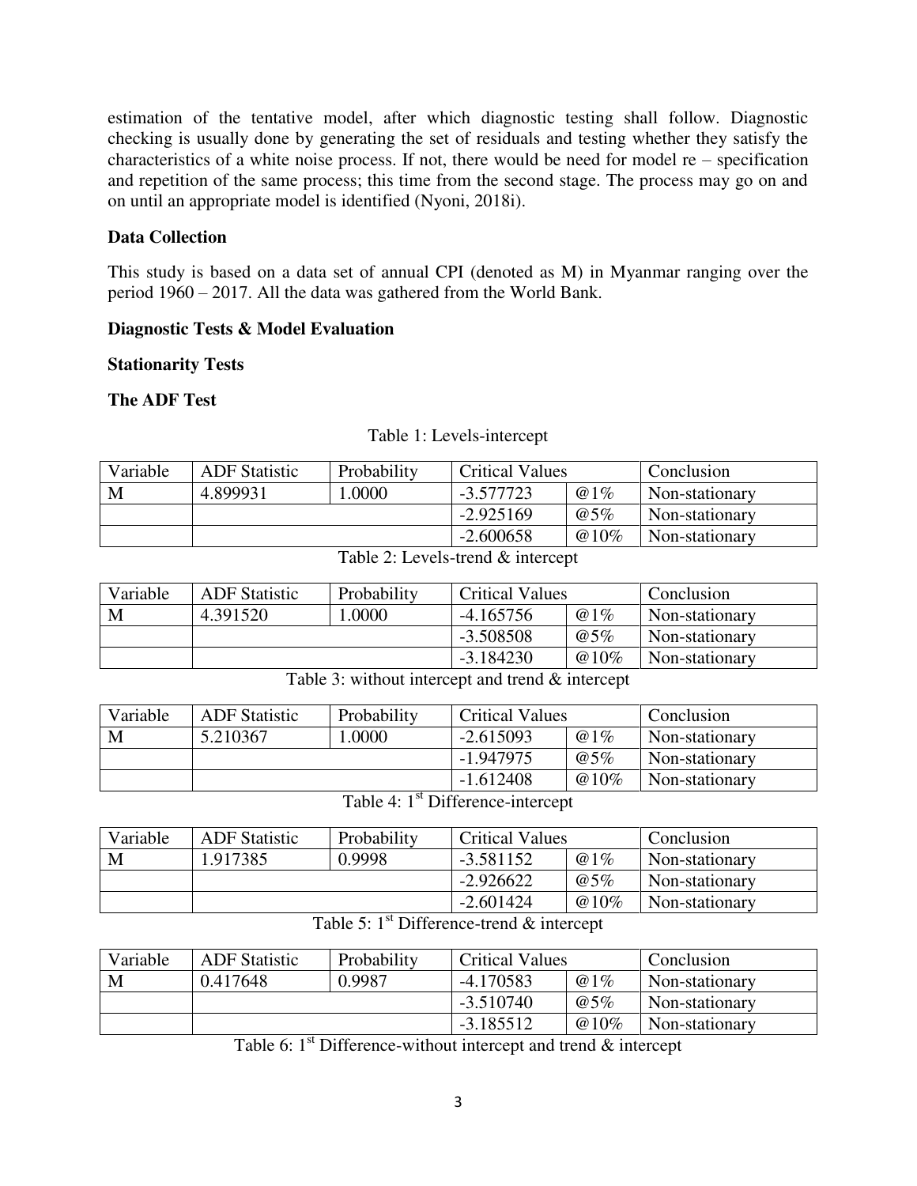estimation of the tentative model, after which diagnostic testing shall follow. Diagnostic checking is usually done by generating the set of residuals and testing whether they satisfy the characteristics of a white noise process. If not, there would be need for model re – specification and repetition of the same process; this time from the second stage. The process may go on and on until an appropriate model is identified (Nyoni, 2018i).

**Data Collection**

This study is based on a data set of annual CPI (denoted as M) in Myanmar ranging over the period 1960 – 2017. All the data was gathered from the World Bank.

**Diagnostic Tests & Model Evaluation**

**Stationarity Tests**

**The ADF Test**

Table 1: Levels-intercept

| Variable | ADF Statistic | Probability | Critical Values | | Conclusion |
|---|---|---|---|---|---|
| M | 4.899931 | 1.0000 | -3.577723 | @1% | Non-stationary |
| | | | -2.925169 | @5% | Non-stationary |
| | | | -2.600658 | @10% | Non-stationary |

Table 2: Levels-trend & intercept

| Variable | ADF Statistic | Probability | Critical Values | | Conclusion |
|---|---|---|---|---|---|
| M | 4.391520 | 1.0000 | -4.165756 | @1% | Non-stationary |
| | | | -3.508508 | @5% | Non-stationary |
| | | | -3.184230 | @10% | Non-stationary |

Table 3: without intercept and trend & intercept

| Variable | ADF Statistic | Probability | Critical Values | | Conclusion |
|---|---|---|---|---|---|
| M | 5.210367 | 1.0000 | -2.615093 | @1% | Non-stationary |
| | | | -1.947975 | @5% | Non-stationary |
| | | | -1.612408 | @10% | Non-stationary |

Table 4: 1st Difference-intercept

| Variable | ADF Statistic | Probability | Critical Values | | Conclusion |
|---|---|---|---|---|---|
| M | 1.917385 | 0.9998 | -3.581152 | @1% | Non-stationary |
| | | | -2.926622 | @5% | Non-stationary |
| | | | -2.601424 | @10% | Non-stationary |

Table 5: 1st Difference-trend & intercept

| Variable | ADF Statistic | Probability | Critical Values | | Conclusion |
|---|---|---|---|---|---|
| M | 0.417648 | 0.9987 | -4.170583 | @1% | Non-stationary |
| | | | -3.510740 | @5% | Non-stationary |
| | | | -3.185512 | @10% | Non-stationary |

Table 6: 1st Difference-without intercept and trend & intercept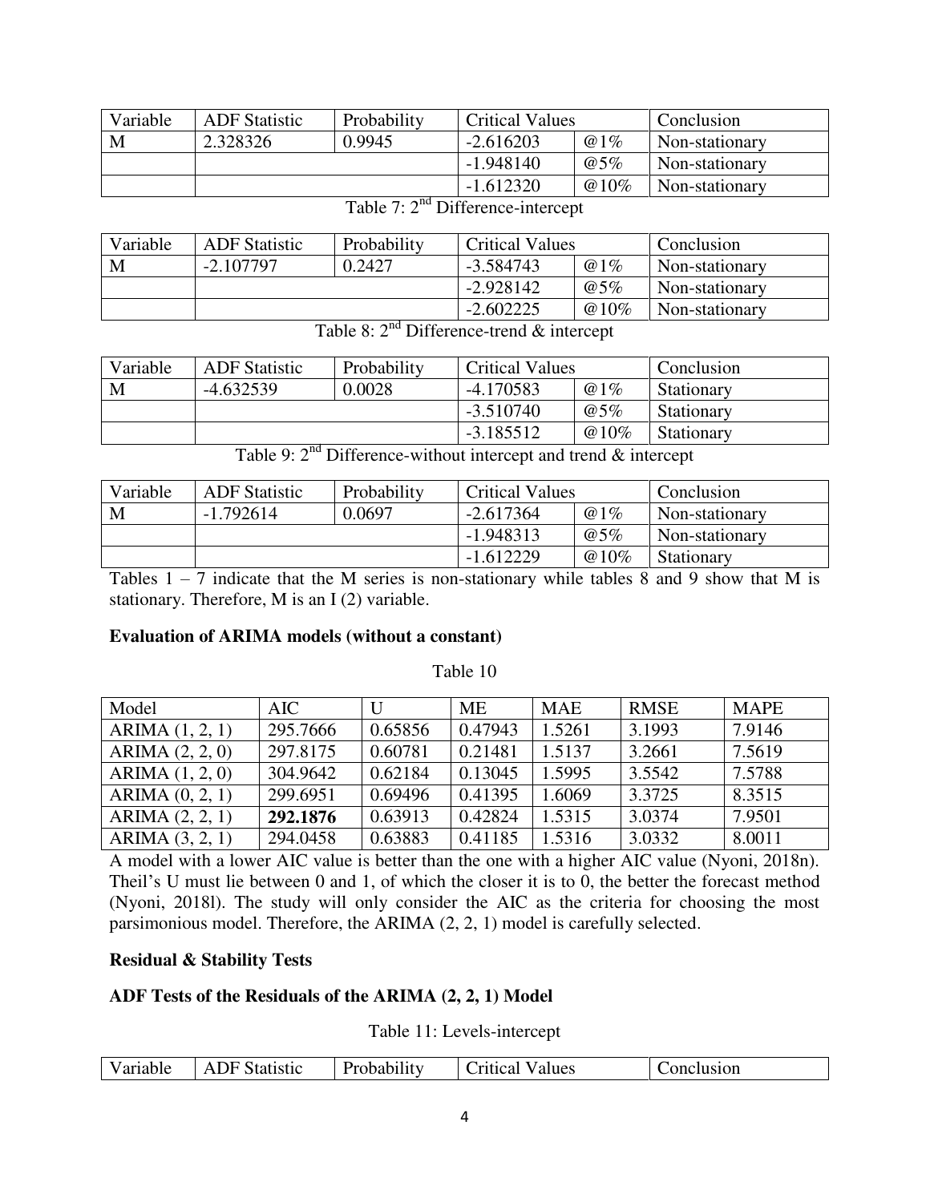| Variable | ADF Statistic | Probability | Critical Values | | Conclusion |
|---|---|---|---|---|---|
| M | 2.328326 | 0.9945 | -2.616203 | @1% | Non-stationary |
| | | | -1.948140 | @5% | Non-stationary |
| | | | -1.612320 | @10% | Non-stationary |

Table 7: 2nd Difference-intercept

| Variable | ADF Statistic | Probability | Critical Values | | Conclusion |
|---|---|---|---|---|---|
| M | -2.107797 | 0.2427 | -3.584743 | @1% | Non-stationary |
| | | | -2.928142 | @5% | Non-stationary |
| | | | -2.602225 | @10% | Non-stationary |

Table 8: 2nd Difference-trend & intercept

| Variable | ADF Statistic | Probability | Critical Values | | Conclusion |
|---|---|---|---|---|---|
| M | -4.632539 | 0.0028 | -4.170583 | @1% | Stationary |
| | | | -3.510740 | @5% | Stationary |
| | | | -3.185512 | @10% | Stationary |

Table 9: 2nd Difference-without intercept and trend & intercept

| Variable | ADF Statistic | Probability | Critical Values | | Conclusion |
|---|---|---|---|---|---|
| M | -1.792614 | 0.0697 | -2.617364 | @1% | Non-stationary |
| | | | -1.948313 | @5% | Non-stationary |
| | | | -1.612229 | @10% | Stationary |

Tables 1 – 7 indicate that the M series is non-stationary while tables 8 and 9 show that M is stationary. Therefore, M is an I (2) variable.

**Evaluation of ARIMA models (without a constant)**

Table 10

| Model | AIC | U | ME | MAE | RMSE | MAPE |
|---|---|---|---|---|---|---|
| ARIMA (1, 2, 1) | 295.7666 | 0.65856 | 0.47943 | 1.5261 | 3.1993 | 7.9146 |
| ARIMA (2, 2, 0) | 297.8175 | 0.60781 | 0.21481 | 1.5137 | 3.2661 | 7.5619 |
| ARIMA (1, 2, 0) | 304.9642 | 0.62184 | 0.13045 | 1.5995 | 3.5542 | 7.5788 |
| ARIMA (0, 2, 1) | 299.6951 | 0.69496 | 0.41395 | 1.6069 | 3.3725 | 8.3515 |
| ARIMA (2, 2, 1) | **292.1876** | 0.63913 | 0.42824 | 1.5315 | 3.0374 | 7.9501 |
| ARIMA (3, 2, 1) | 294.0458 | 0.63883 | 0.41185 | 1.5316 | 3.0332 | 8.0011 |

A model with a lower AIC value is better than the one with a higher AIC value (Nyoni, 2018n). Theil's U must lie between 0 and 1, of which the closer it is to 0, the better the forecast method (Nyoni, 2018l). The study will only consider the AIC as the criteria for choosing the most parsimonious model. Therefore, the ARIMA (2, 2, 1) model is carefully selected.

**Residual & Stability Tests**

**ADF Tests of the Residuals of the ARIMA (2, 2, 1) Model**

Table 11: Levels-intercept

| Variable | ADF Statistic | Probability | Critical Values | Conclusion |
|---|---|---|---|---|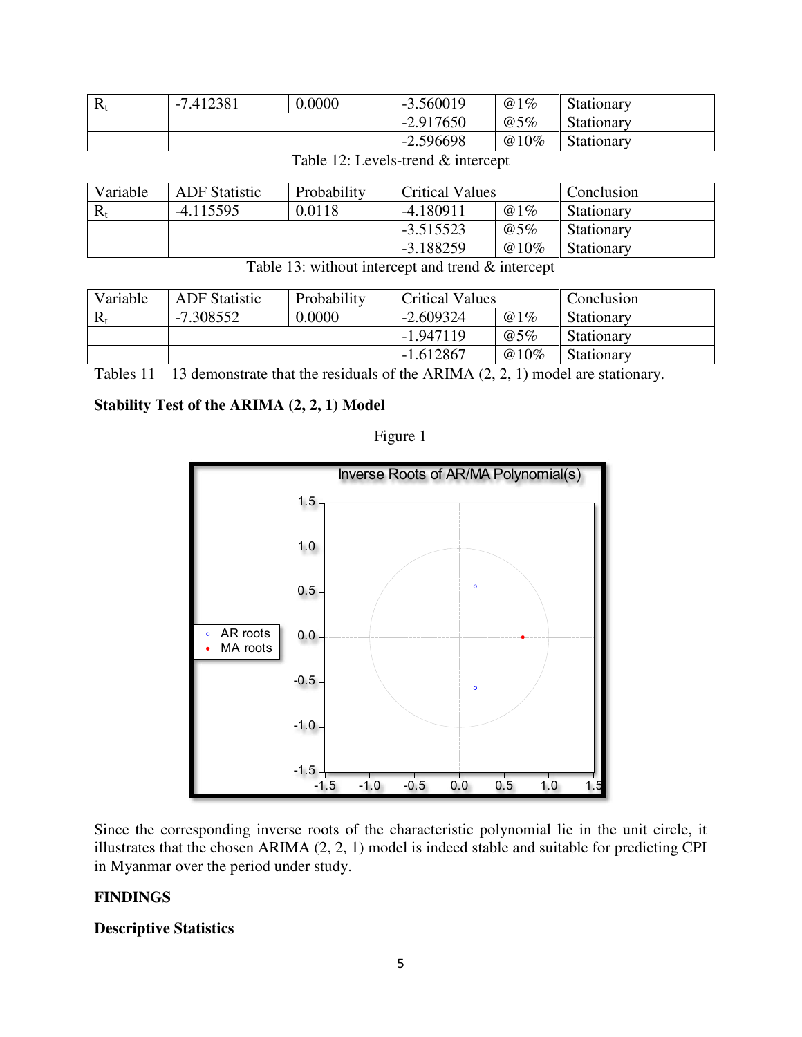| $R_t$ | -7.412381 | 0.0000 | -3.560019 | @1% | Stationary |
|---|---|---|---|---|---|
| | | | -2.917650 | @5% | Stationary |
| | | | -2.596698 | @10% | Stationary |

Table 12: Levels-trend & intercept

| Variable | ADF Statistic | Probability | Critical Values | | Conclusion |
|---|---|---|---|---|---|
| $R_t$ | -4.115595 | 0.0118 | -4.180911 | @1% | Stationary |
| | | | -3.515523 | @5% | Stationary |
| | | | -3.188259 | @10% | Stationary |

Table 13: without intercept and trend & intercept

| Variable | ADF Statistic | Probability | Critical Values | | Conclusion |
|---|---|---|---|---|---|
| $R_t$ | -7.308552 | 0.0000 | -2.609324 | @1% | Stationary |
| | | | -1.947119 | @5% | Stationary |
| | | | -1.612867 | @10% | Stationary |

Tables 11 – 13 demonstrate that the residuals of the ARIMA (2, 2, 1) model are stationary.

**Stability Test of the ARIMA (2, 2, 1) Model**

Figure 1

Since the corresponding inverse roots of the characteristic polynomial lie in the unit circle, it illustrates that the chosen ARIMA (2, 2, 1) model is indeed stable and suitable for predicting CPI in Myanmar over the period under study.

**FINDINGS**

**Descriptive Statistics**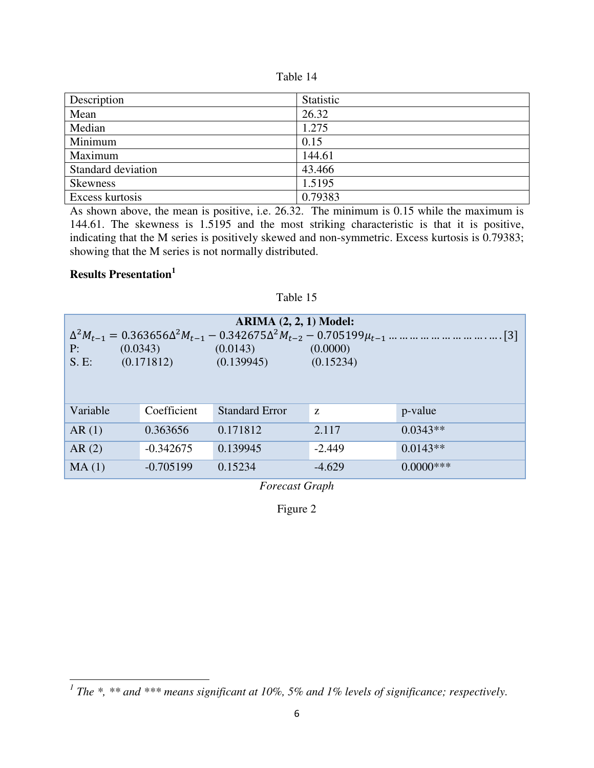Table 14

| Description | Statistic |
|---|---|
| Mean | 26.32 |
| Median | 1.275 |
| Minimum | 0.15 |
| Maximum | 144.61 |
| Standard deviation | 43.466 |
| Skewness | 1.5195 |
| Excess kurtosis | 0.79383 |

As shown above, the mean is positive, i.e. 26.32. The minimum is 0.15 while the maximum is 144.61. The skewness is 1.5195 and the most striking characteristic is that it is positive, indicating that the M series is positively skewed and non-symmetric. Excess kurtosis is 0.79383; showing that the M series is not normally distributed.

**Results Presentation**[1]

Table 15

**ARIMA (2, 2, 1) Model:**

$$\Delta^2 M_{t-1} = 0.363656\Delta^2 M_{t-1} - 0.342675\Delta^2 M_{t-2} - 0.705199\mu_{t-1} \ldots\ldots\ldots\ldots\ldots\ldots\ldots\ldots\ldots\ldots [3]$$

P: (0.0343) (0.0143) (0.0000)

S. E: (0.171812) (0.139945) (0.15234)

| Variable | Coefficient | Standard Error | z | p-value |
|---|---|---|---|---|
| AR (1) | 0.363656 | 0.171812 | 2.117 | 0.0343** |
| AR (2) | -0.342675 | 0.139945 | -2.449 | 0.0143** |
| MA (1) | -0.705199 | 0.15234 | -4.629 | 0.0000*** |

*Forecast Graph*

Figure 2

[1] *The *, ** and *** means significant at 10%, 5% and 1% levels of significance; respectively.*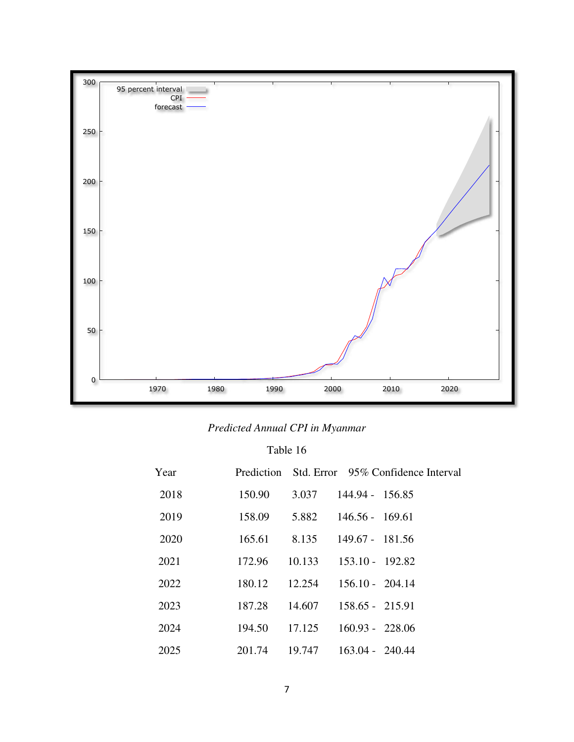*Predicted Annual CPI in Myanmar*

Table 16

| Year | Prediction | Std. Error | 95% Confidence Interval |
|---|---|---|---|
| 2018 | 150.90 | 3.037 | 144.94 - 156.85 |
| 2019 | 158.09 | 5.882 | 146.56 - 169.61 |
| 2020 | 165.61 | 8.135 | 149.67 - 181.56 |
| 2021 | 172.96 | 10.133 | 153.10 - 192.82 |
| 2022 | 180.12 | 12.254 | 156.10 - 204.14 |
| 2023 | 187.28 | 14.607 | 158.65 - 215.91 |
| 2024 | 194.50 | 17.125 | 160.93 - 228.06 |
| 2025 | 201.74 | 19.747 | 163.04 - 240.44 |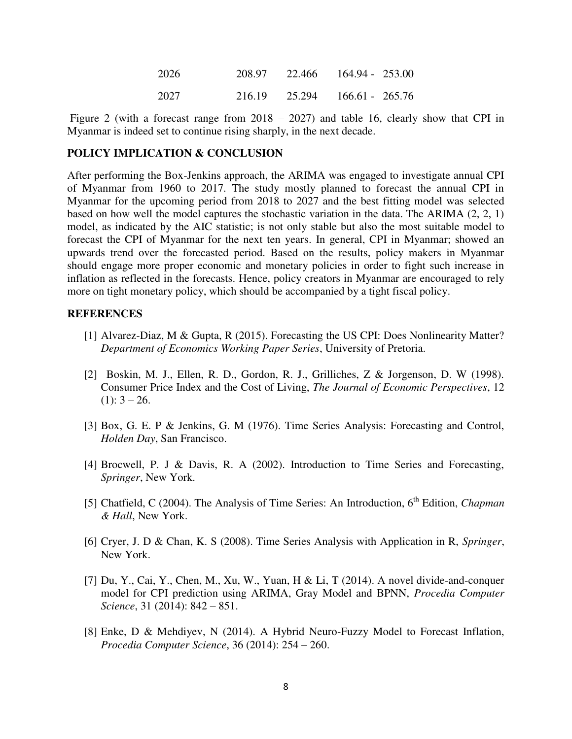| | | | |
|---|---|---|---|
| 2026 | 208.97 | 22.466 | 164.94 - 253.00 |
| 2027 | 216.19 | 25.294 | 166.61 - 265.76 |

Figure 2 (with a forecast range from 2018 – 2027) and table 16, clearly show that CPI in Myanmar is indeed set to continue rising sharply, in the next decade.

## POLICY IMPLICATION & CONCLUSION

After performing the Box-Jenkins approach, the ARIMA was engaged to investigate annual CPI of Myanmar from 1960 to 2017. The study mostly planned to forecast the annual CPI in Myanmar for the upcoming period from 2018 to 2027 and the best fitting model was selected based on how well the model captures the stochastic variation in the data. The ARIMA (2, 2, 1) model, as indicated by the AIC statistic; is not only stable but also the most suitable model to forecast the CPI of Myanmar for the next ten years. In general, CPI in Myanmar; showed an upwards trend over the forecasted period. Based on the results, policy makers in Myanmar should engage more proper economic and monetary policies in order to fight such increase in inflation as reflected in the forecasts. Hence, policy creators in Myanmar are encouraged to rely more on tight monetary policy, which should be accompanied by a tight fiscal policy.

## REFERENCES

[1] Alvarez-Diaz, M & Gupta, R (2015). Forecasting the US CPI: Does Nonlinearity Matter? *Department of Economics Working Paper Series*, University of Pretoria.

[2] Boskin, M. J., Ellen, R. D., Gordon, R. J., Grilliches, Z & Jorgenson, D. W (1998). Consumer Price Index and the Cost of Living, *The Journal of Economic Perspectives*, 12 (1): 3 – 26.

[3] Box, G. E. P & Jenkins, G. M (1976). Time Series Analysis: Forecasting and Control, *Holden Day*, San Francisco.

[4] Brocwell, P. J & Davis, R. A (2002). Introduction to Time Series and Forecasting, *Springer*, New York.

[5] Chatfield, C (2004). The Analysis of Time Series: An Introduction, 6th Edition, *Chapman & Hall*, New York.

[6] Cryer, J. D & Chan, K. S (2008). Time Series Analysis with Application in R, *Springer*, New York.

[7] Du, Y., Cai, Y., Chen, M., Xu, W., Yuan, H & Li, T (2014). A novel divide-and-conquer model for CPI prediction using ARIMA, Gray Model and BPNN, *Procedia Computer Science*, 31 (2014): 842 – 851.

[8] Enke, D & Mehdiyev, N (2014). A Hybrid Neuro-Fuzzy Model to Forecast Inflation, *Procedia Computer Science*, 36 (2014): 254 – 260.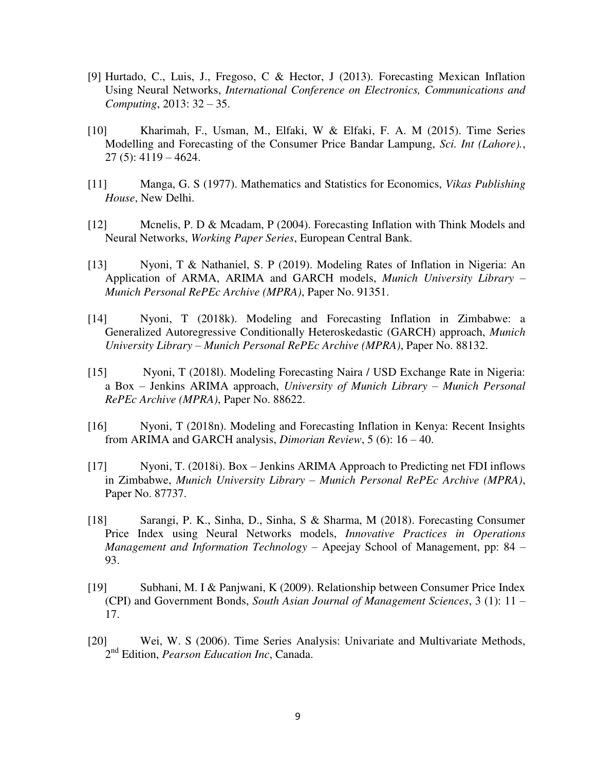[9] Hurtado, C., Luis, J., Fregoso, C & Hector, J (2013). Forecasting Mexican Inflation Using Neural Networks, *International Conference on Electronics, Communications and Computing*, 2013: 32 – 35.

[10] Kharimah, F., Usman, M., Elfaki, W & Elfaki, F. A. M (2015). Time Series Modelling and Forecasting of the Consumer Price Bandar Lampung, *Sci. Int (Lahore).*, 27 (5): 4119 – 4624.

[11] Manga, G. S (1977). Mathematics and Statistics for Economics, *Vikas Publishing House*, New Delhi.

[12] Mcnelis, P. D & Mcadam, P (2004). Forecasting Inflation with Think Models and Neural Networks, *Working Paper Series*, European Central Bank.

[13] Nyoni, T & Nathaniel, S. P (2019). Modeling Rates of Inflation in Nigeria: An Application of ARMA, ARIMA and GARCH models, *Munich University Library – Munich Personal RePEc Archive (MPRA)*, Paper No. 91351.

[14] Nyoni, T (2018k). Modeling and Forecasting Inflation in Zimbabwe: a Generalized Autoregressive Conditionally Heteroskedastic (GARCH) approach, *Munich University Library – Munich Personal RePEc Archive (MPRA)*, Paper No. 88132.

[15] Nyoni, T (2018l). Modeling Forecasting Naira / USD Exchange Rate in Nigeria: a Box – Jenkins ARIMA approach, *University of Munich Library – Munich Personal RePEc Archive (MPRA)*, Paper No. 88622.

[16] Nyoni, T (2018n). Modeling and Forecasting Inflation in Kenya: Recent Insights from ARIMA and GARCH analysis, *Dimorian Review*, 5 (6): 16 – 40.

[17] Nyoni, T. (2018i). Box – Jenkins ARIMA Approach to Predicting net FDI inflows in Zimbabwe, *Munich University Library – Munich Personal RePEc Archive (MPRA)*, Paper No. 87737.

[18] Sarangi, P. K., Sinha, D., Sinha, S & Sharma, M (2018). Forecasting Consumer Price Index using Neural Networks models, *Innovative Practices in Operations Management and Information Technology* – Apeejay School of Management, pp: 84 – 93.

[19] Subhani, M. I & Panjwani, K (2009). Relationship between Consumer Price Index (CPI) and Government Bonds, *South Asian Journal of Management Sciences*, 3 (1): 11 – 17.

[20] Wei, W. S (2006). Time Series Analysis: Univariate and Multivariate Methods, 2nd Edition, *Pearson Education Inc*, Canada.